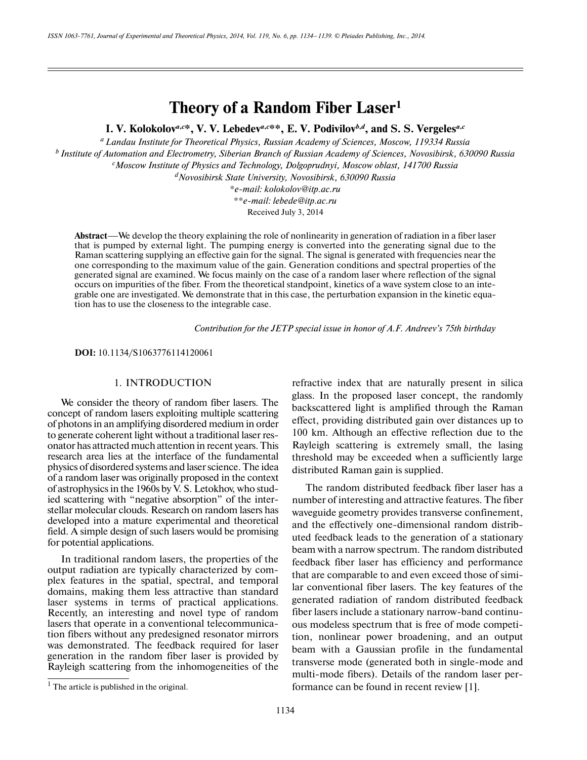# Theory of a Random Fiber Laser[1]

**I. V. Kolokolov[a,c]\*, V. V. Lebedev[a,c]\*\*, E. V. Podivilov[b,d], and S. S. Vergeles[a,c]**

[a] *Landau Institute for Theoretical Physics, Russian Academy of Sciences, Moscow, 119334 Russia*

[b] *Institute of Automation and Electrometry, Siberian Branch of Russian Academy of Sciences, Novosibirsk, 630090 Russia*

[c] *Moscow Institute of Physics and Technology, Dolgoprudnyi, Moscow oblast, 141700 Russia*

[d] *Novosibirsk State University, Novosibirsk, 630090 Russia*

\**e-mail: kolokolov@itp.ac.ru*

\*\**e-mail: lebede@itp.ac.ru*

Received July 3, 2014

**Abstract**—We develop the theory explaining the role of nonlinearity in generation of radiation in a fiber laser that is pumped by external light. The pumping energy is converted into the generating signal due to the Raman scattering supplying an effective gain for the signal. The signal is generated with frequencies near the one corresponding to the maximum value of the gain. Generation conditions and spectral properties of the generated signal are examined. We focus mainly on the case of a random laser where reflection of the signal occurs on impurities of the fiber. From the theoretical standpoint, kinetics of a wave system close to an integrable one are investigated. We demonstrate that in this case, the perturbation expansion in the kinetic equation has to use the closeness to the integrable case.

*Contribution for the JETP special issue in honor of A.F. Andreev's 75th birthday*

**DOI:** 10.1134/S1063776114120061

## 1. INTRODUCTION

We consider the theory of random fiber lasers. The concept of random lasers exploiting multiple scattering of photons in an amplifying disordered medium in order to generate coherent light without a traditional laser resonator has attracted much attention in recent years. This research area lies at the interface of the fundamental physics of disordered systems and laser science. The idea of a random laser was originally proposed in the context of astrophysics in the 1960s by V. S. Letokhov, who studied scattering with "negative absorption" of the interstellar molecular clouds. Research on random lasers has developed into a mature experimental and theoretical field. A simple design of such lasers would be promising for potential applications.

In traditional random lasers, the properties of the output radiation are typically characterized by complex features in the spatial, spectral, and temporal domains, making them less attractive than standard laser systems in terms of practical applications. Recently, an interesting and novel type of random lasers that operate in a conventional telecommunication fibers without any predesigned resonator mirrors was demonstrated. The feedback required for laser generation in the random fiber laser is provided by Rayleigh scattering from the inhomogeneities of the refractive index that are naturally present in silica glass. In the proposed laser concept, the randomly backscattered light is amplified through the Raman effect, providing distributed gain over distances up to 100 km. Although an effective reflection due to the Rayleigh scattering is extremely small, the lasing threshold may be exceeded when a sufficiently large distributed Raman gain is supplied.

The random distributed feedback fiber laser has a number of interesting and attractive features. The fiber waveguide geometry provides transverse confinement, and the effectively one-dimensional random distributed feedback leads to the generation of a stationary beam with a narrow spectrum. The random distributed feedback fiber laser has efficiency and performance that are comparable to and even exceed those of similar conventional fiber lasers. The key features of the generated radiation of random distributed feedback fiber lasers include a stationary narrow-band continuous modeless spectrum that is free of mode competition, nonlinear power broadening, and an output beam with a Gaussian profile in the fundamental transverse mode (generated both in single-mode and multi-mode fibers). Details of the random laser performance can be found in recent review [1].

[1] The article is published in the original.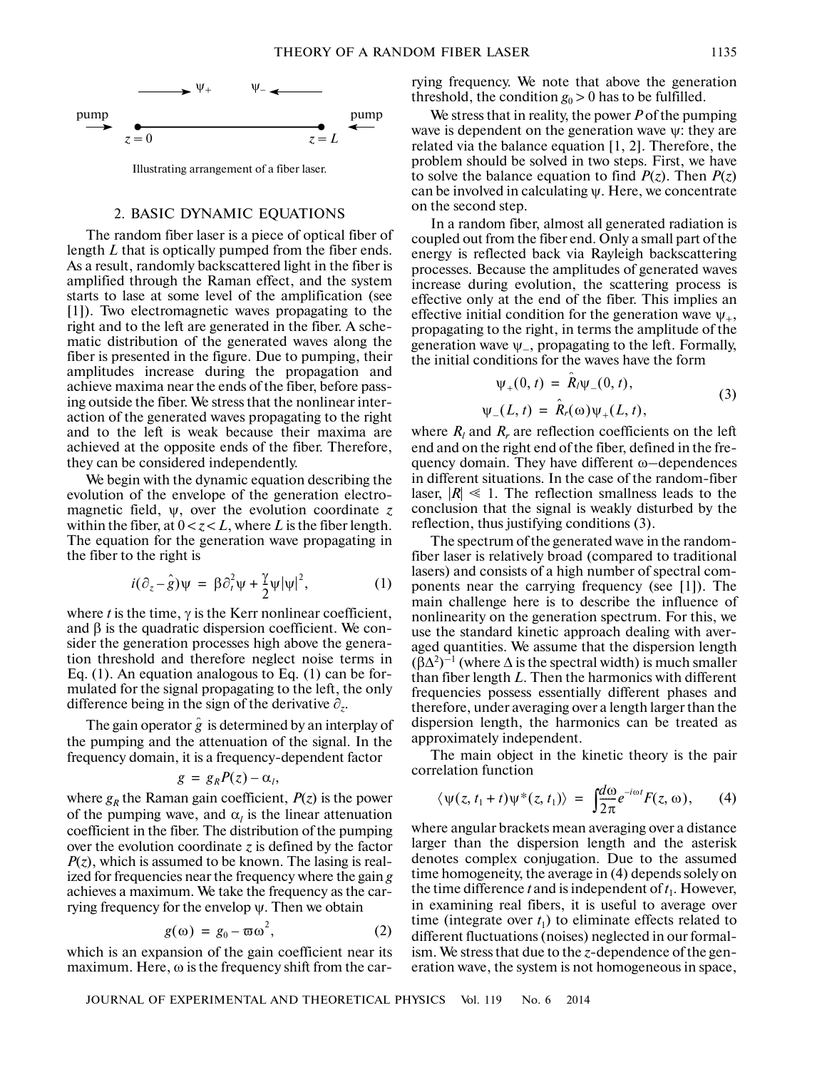Illustrating arrangement of a fiber laser.

## 2. BASIC DYNAMIC EQUATIONS

The random fiber laser is a piece of optical fiber of length $L$ that is optically pumped from the fiber ends. As a result, randomly backscattered light in the fiber is amplified through the Raman effect, and the system starts to lase at some level of the amplification (see [1]). Two electromagnetic waves propagating to the right and to the left are generated in the fiber. A schematic distribution of the generated waves along the fiber is presented in the figure. Due to pumping, their amplitudes increase during the propagation and achieve maxima near the ends of the fiber, before passing outside the fiber. We stress that the nonlinear interaction of the generated waves propagating to the right and to the left is weak because their maxima are achieved at the opposite ends of the fiber. Therefore, they can be considered independently.

We begin with the dynamic equation describing the evolution of the envelope of the generation electromagnetic field, $\psi$, over the evolution coordinate $z$ within the fiber, at $0 < z < L$, where $L$ is the fiber length. The equation for the generation wave propagating in the fiber to the right is

$$i(\partial_z - \hat{g})\psi = \beta\partial_t^2\psi + \frac{\gamma}{2}\psi|\psi|^2, \tag{1}$$

where $t$ is the time, $\gamma$ is the Kerr nonlinear coefficient, and $\beta$ is the quadratic dispersion coefficient. We consider the generation processes high above the generation threshold and therefore neglect noise terms in Eq. (1). An equation analogous to Eq. (1) can be formulated for the signal propagating to the left, the only difference being in the sign of the derivative $\partial_z$.

The gain operator $\hat{g}$ is determined by an interplay of the pumping and the attenuation of the signal. In the frequency domain, it is a frequency-dependent factor

$$g = g_R P(z) - \alpha_l,$$

where $g_R$ the Raman gain coefficient, $P(z)$ is the power of the pumping wave, and $\alpha_l$ is the linear attenuation coefficient in the fiber. The distribution of the pumping over the evolution coordinate $z$ is defined by the factor $P(z)$, which is assumed to be known. The lasing is realized for frequencies near the frequency where the gain $g$ achieves a maximum. We take the frequency as the carrying frequency for the envelop $\psi$. Then we obtain

$$g(\omega) = g_0 - \varpi\omega^2, \tag{2}$$

which is an expansion of the gain coefficient near its maximum. Here, $\omega$ is the frequency shift from the carrying frequency. We note that above the generation threshold, the condition $g_0 > 0$ has to be fulfilled.

We stress that in reality, the power $P$ of the pumping wave is dependent on the generation wave $\psi$: they are related via the balance equation [1, 2]. Therefore, the problem should be solved in two steps. First, we have to solve the balance equation to find $P(z)$. Then $P(z)$ can be involved in calculating $\psi$. Here, we concentrate on the second step.

In a random fiber, almost all generated radiation is coupled out from the fiber end. Only a small part of the energy is reflected back via Rayleigh backscattering processes. Because the amplitudes of generated waves increase during evolution, the scattering process is effective only at the end of the fiber. This implies an effective initial condition for the generation wave $\psi_+$, propagating to the right, in terms the amplitude of the generation wave $\psi_-$, propagating to the left. Formally, the initial conditions for the waves have the form

$$\begin{aligned}\psi_+(0, t) &= \hat{R}_l\psi_-(0, t), \\ \psi_-(L, t) &= \hat{R}_r(\omega)\psi_+(L, t),\end{aligned} \tag{3}$$

where $R_l$ and $R_r$ are reflection coefficients on the left end and on the right end of the fiber, defined in the frequency domain. They have different $\omega$–dependences in different situations. In the case of the random-fiber laser, $|R| \ll 1$. The reflection smallness leads to the conclusion that the signal is weakly disturbed by the reflection, thus justifying conditions (3).

The spectrum of the generated wave in the random-fiber laser is relatively broad (compared to traditional lasers) and consists of a high number of spectral components near the carrying frequency (see [1]). The main challenge here is to describe the influence of nonlinearity on the generation spectrum. For this, we use the standard kinetic approach dealing with averaged quantities. We assume that the dispersion length $(\beta\Delta^2)^{-1}$ (where $\Delta$ is the spectral width) is much smaller than fiber length $L$. Then the harmonics with different frequencies possess essentially different phases and therefore, under averaging over a length larger than the dispersion length, the harmonics can be treated as approximately independent.

The main object in the kinetic theory is the pair correlation function

$$\langle\psi(z, t_1 + t)\psi^*(z, t_1)\rangle = \int\frac{d\omega}{2\pi}e^{-i\omega t}F(z, \omega), \tag{4}$$

where angular brackets mean averaging over a distance larger than the dispersion length and the asterisk denotes complex conjugation. Due to the assumed time homogeneity, the average in (4) depends solely on the time difference $t$ and is independent of $t_1$. However, in examining real fibers, it is useful to average over time (integrate over $t_1$) to eliminate effects related to different fluctuations (noises) neglected in our formalism. We stress that due to the $z$-dependence of the generation wave, the system is not homogeneous in space,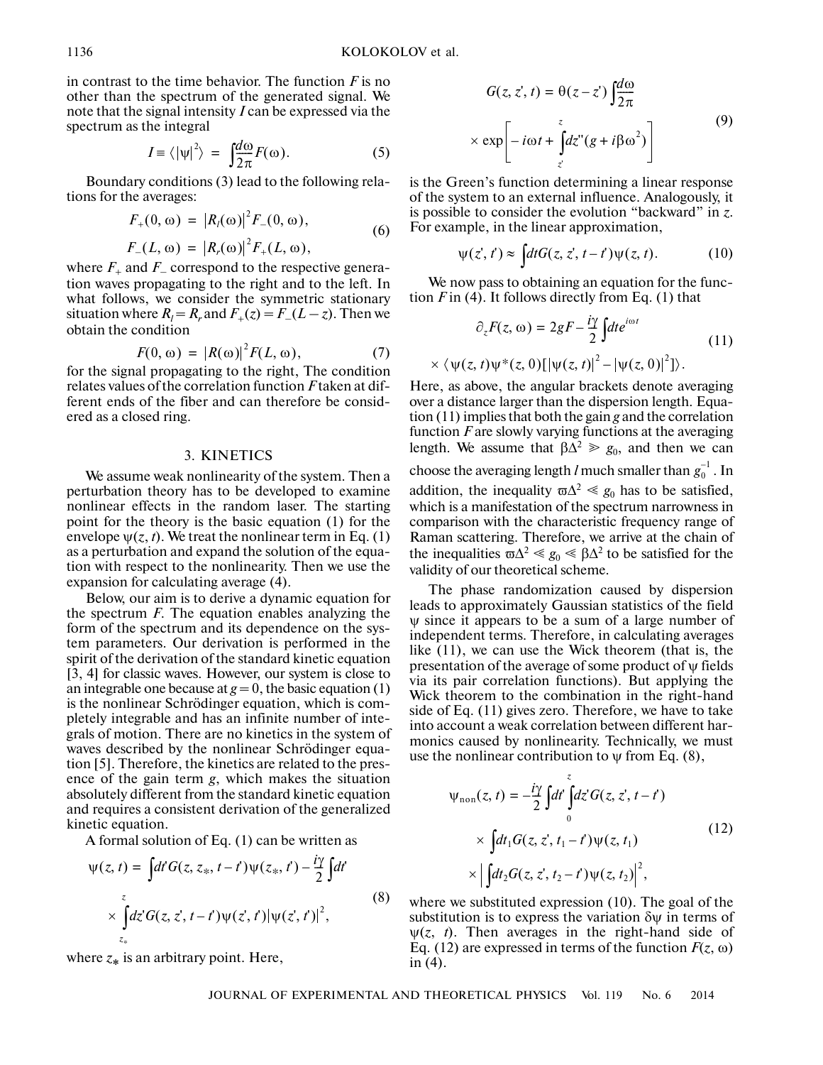in contrast to the time behavior. The function $F$ is no other than the spectrum of the generated signal. We note that the signal intensity $I$ can be expressed via the spectrum as the integral

$$I \equiv \langle |\psi|^2 \rangle = \int \frac{d\omega}{2\pi} F(\omega). \tag{5}$$

Boundary conditions (3) lead to the following relations for the averages:

$$F_+(0, \omega) = |R_l(\omega)|^2 F_-(0, \omega),$$
$$F_-(L, \omega) = |R_r(\omega)|^2 F_+(L, \omega), \tag{6}$$

where $F_+$ and $F_-$ correspond to the respective generation waves propagating to the right and to the left. In what follows, we consider the symmetric stationary situation where $R_l = R_r$ and $F_+(z) = F_-(L - z)$. Then we obtain the condition

$$F(0, \omega) = |R(\omega)|^2 F(L, \omega), \tag{7}$$

for the signal propagating to the right, The condition relates values of the correlation function $F$ taken at different ends of the fiber and can therefore be considered as a closed ring.

## 3. KINETICS

We assume weak nonlinearity of the system. Then a perturbation theory has to be developed to examine nonlinear effects in the random laser. The starting point for the theory is the basic equation (1) for the envelope $\psi(z, t)$. We treat the nonlinear term in Eq. (1) as a perturbation and expand the solution of the equation with respect to the nonlinearity. Then we use the expansion for calculating average (4).

Below, our aim is to derive a dynamic equation for the spectrum $F$. The equation enables analyzing the form of the spectrum and its dependence on the system parameters. Our derivation is performed in the spirit of the derivation of the standard kinetic equation [3, 4] for classic waves. However, our system is close to an integrable one because at $g = 0$, the basic equation (1) is the nonlinear Schrödinger equation, which is completely integrable and has an infinite number of integrals of motion. There are no kinetics in the system of waves described by the nonlinear Schrödinger equation [5]. Therefore, the kinetics are related to the presence of the gain term $g$, which makes the situation absolutely different from the standard kinetic equation and requires a consistent derivation of the generalized kinetic equation.

A formal solution of Eq. (1) can be written as

$$\psi(z, t) = \int dt' G(z, z_*, t - t')\psi(z_*, t') - \frac{i\gamma}{2}\int dt' \times \int_{z_*}^{z} dz' G(z, z', t - t')\psi(z', t')|\psi(z', t')|^2, \tag{8}$$

where $z_*$ is an arbitrary point. Here,

$$G(z, z', t) = \theta(z - z')\int \frac{d\omega}{2\pi} \times \exp\left[-i\omega t + \int_{z'}^{z} dz''(g + i\beta\omega^2)\right] \tag{9}$$

is the Green's function determining a linear response of the system to an external influence. Analogously, it is possible to consider the evolution "backward" in $z$. For example, in the linear approximation,

$$\psi(z', t') \approx \int dt G(z, z', t - t')\psi(z, t). \tag{10}$$

We now pass to obtaining an equation for the function $F$ in (4). It follows directly from Eq. (1) that

$$\partial_z F(z, \omega) = 2gF - \frac{i\gamma}{2}\int dt e^{i\omega t} \times \langle \psi(z, t)\psi^*(z, 0)[|\psi(z, t)|^2 - |\psi(z, 0)|^2] \rangle. \tag{11}$$

Here, as above, the angular brackets denote averaging over a distance larger than the dispersion length. Equation (11) implies that both the gain $g$ and the correlation function $F$ are slowly varying functions at the averaging length. We assume that $\beta\Delta^2 \gg g_0$, and then we can choose the averaging length $l$ much smaller than $g_0^{-1}$. In addition, the inequality $\varpi\Delta^2 \ll g_0$ has to be satisfied, which is a manifestation of the spectrum narrowness in comparison with the characteristic frequency range of Raman scattering. Therefore, we arrive at the chain of the inequalities $\varpi\Delta^2 \ll g_0 \ll \beta\Delta^2$ to be satisfied for the validity of our theoretical scheme.

The phase randomization caused by dispersion leads to approximately Gaussian statistics of the field $\psi$ since it appears to be a sum of a large number of independent terms. Therefore, in calculating averages like (11), we can use the Wick theorem (that is, the presentation of the average of some product of $\psi$ fields via its pair correlation functions). But applying the Wick theorem to the combination in the right-hand side of Eq. (11) gives zero. Therefore, we have to take into account a weak correlation between different harmonics caused by nonlinearity. Technically, we must use the nonlinear contribution to $\psi$ from Eq. (8),

$$\psi_{\text{non}}(z, t) = -\frac{i\gamma}{2}\int dt' \int_0^z dz' G(z, z', t - t') \times \int dt_1 G(z, z', t_1 - t')\psi(z, t_1) \times \left|\int dt_2 G(z, z', t_2 - t')\psi(z, t_2)\right|^2, \tag{12}$$

where we substituted expression (10). The goal of the substitution is to express the variation $\delta\psi$ in terms of $\psi(z, t)$. Then averages in the right-hand side of Eq. (12) are expressed in terms of the function $F(z, \omega)$ in (4).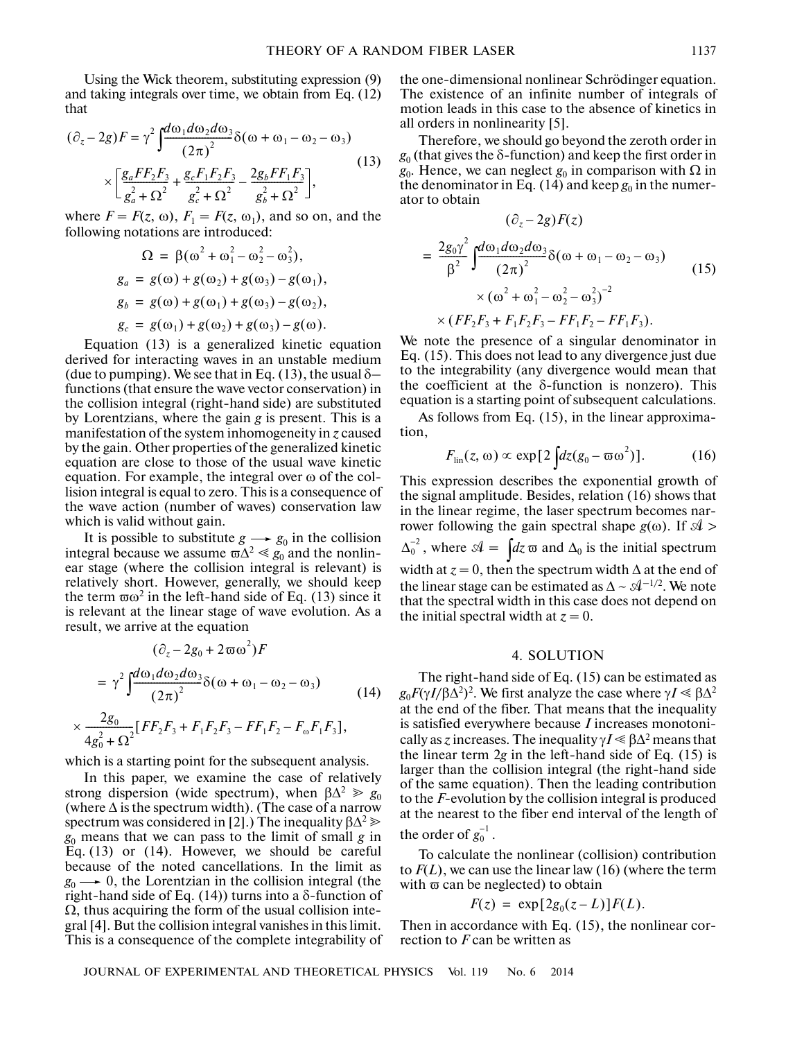Using the Wick theorem, substituting expression (9) and taking integrals over time, we obtain from Eq. (12) that

$$
\begin{aligned}
(\partial_z - 2g)F = \gamma^2 \int \frac{d\omega_1 d\omega_2 d\omega_3}{(2\pi)^2} \delta(\omega + \omega_1 - \omega_2 - \omega_3) \\
\times \left[ \frac{g_a F F_2 F_3}{g_a^2 + \Omega^2} + \frac{g_c F_1 F_2 F_3}{g_c^2 + \Omega^2} - \frac{2 g_b F F_1 F_3}{g_b^2 + \Omega^2} \right],
\end{aligned} \tag{13}
$$

where $F = F(z, \omega)$, $F_1 = F(z, \omega_1)$, and so on, and the following notations are introduced:

$$
\Omega = \beta(\omega^2 + \omega_1^2 - \omega_2^2 - \omega_3^2),
$$

$$
g_a = g(\omega) + g(\omega_2) + g(\omega_3) - g(\omega_1),
$$

$$
g_b = g(\omega) + g(\omega_1) + g(\omega_3) - g(\omega_2),
$$

$$
g_c = g(\omega_1) + g(\omega_2) + g(\omega_3) - g(\omega).
$$

Equation (13) is a generalized kinetic equation derived for interacting waves in an unstable medium (due to pumping). We see that in Eq. (13), the usual $\delta$-functions (that ensure the wave vector conservation) in the collision integral (right-hand side) are substituted by Lorentzians, where the gain $g$ is present. This is a manifestation of the system inhomogeneity in $z$ caused by the gain. Other properties of the generalized kinetic equation are close to those of the usual wave kinetic equation. For example, the integral over $\omega$ of the collision integral is equal to zero. This is a consequence of the wave action (number of waves) conservation law which is valid without gain.

It is possible to substitute $g \longrightarrow g_0$ in the collision integral because we assume $\varpi\Delta^2 \ll g_0$ and the nonlinear stage (where the collision integral is relevant) is relatively short. However, generally, we should keep the term $\varpi\omega^2$ in the left-hand side of Eq. (13) since it is relevant at the linear stage of wave evolution. As a result, we arrive at the equation

$$
\begin{aligned}
(\partial_z - 2g_0 + 2\varpi\omega^2)F \\
= \gamma^2 \int \frac{d\omega_1 d\omega_2 d\omega_3}{(2\pi)^2} \delta(\omega + \omega_1 - \omega_2 - \omega_3) \\
\times \frac{2g_0}{4g_0^2 + \Omega^2} [F F_2 F_3 + F_1 F_2 F_3 - F F_1 F_2 - F_\omega F_1 F_3],
\end{aligned} \tag{14}
$$

which is a starting point for the subsequent analysis.

In this paper, we examine the case of relatively strong dispersion (wide spectrum), when $\beta\Delta^2 \gg g_0$ (where $\Delta$ is the spectrum width). (The case of a narrow spectrum was considered in [2].) The inequality $\beta\Delta^2 \gg g_0$ means that we can pass to the limit of small $g$ in Eq. (13) or (14). However, we should be careful because of the noted cancellations. In the limit as $g_0 \longrightarrow 0$, the Lorentzian in the collision integral (the right-hand side of Eq. (14)) turns into a $\delta$-function of $\Omega$, thus acquiring the form of the usual collision integral [4]. But the collision integral vanishes in this limit. This is a consequence of the complete integrability of the one-dimensional nonlinear Schrödinger equation. The existence of an infinite number of integrals of motion leads in this case to the absence of kinetics in all orders in nonlinearity [5].

Therefore, we should go beyond the zeroth order in $g_0$ (that gives the $\delta$-function) and keep the first order in $g_0$. Hence, we can neglect $g_0$ in comparison with $\Omega$ in the denominator in Eq. (14) and keep $g_0$ in the numerator to obtain

$$
\begin{aligned}
(\partial_z - 2g)F(z) \\
= \frac{2g_0\gamma^2}{\beta^2} \int \frac{d\omega_1 d\omega_2 d\omega_3}{(2\pi)^2} \delta(\omega + \omega_1 - \omega_2 - \omega_3) \\
\times (\omega^2 + \omega_1^2 - \omega_2^2 - \omega_3^2)^{-2} \\
\times (F F_2 F_3 + F_1 F_2 F_3 - F F_1 F_2 - F F_1 F_3).
\end{aligned} \tag{15}
$$

We note the presence of a singular denominator in Eq. (15). This does not lead to any divergence just due to the integrability (any divergence would mean that the coefficient at the $\delta$-function is nonzero). This equation is a starting point of subsequent calculations.

As follows from Eq. (15), in the linear approximation,

$$
F_{\text{lin}}(z, \omega) \propto \exp\left[2\int dz (g_0 - \varpi\omega^2)\right]. \tag{16}
$$

This expression describes the exponential growth of the signal amplitude. Besides, relation (16) shows that in the linear regime, the laser spectrum becomes narrower following the gain spectral shape $g(\omega)$. If $\mathcal{A} > \Delta_0^{-2}$, where $\mathcal{A} = \int dz\, \varpi$ and $\Delta_0$ is the initial spectrum width at $z = 0$, then the spectrum width $\Delta$ at the end of the linear stage can be estimated as $\Delta \sim \mathcal{A}^{-1/2}$. We note that the spectral width in this case does not depend on the initial spectral width at $z = 0$.

## 4. SOLUTION

The right-hand side of Eq. (15) can be estimated as $g_0 F(\gamma I/\beta\Delta^2)^2$. We first analyze the case where $\gamma I \ll \beta\Delta^2$ at the end of the fiber. That means that the inequality is satisfied everywhere because $I$ increases monotonically as $z$ increases. The inequality $\gamma I \ll \beta\Delta^2$ means that the linear term $2g$ in the left-hand side of Eq. (15) is larger than the collision integral (the right-hand side of the same equation). Then the leading contribution to the $F$-evolution by the collision integral is produced at the nearest to the fiber end interval of the length of the order of $g_0^{-1}$.

To calculate the nonlinear (collision) contribution to $F(L)$, we can use the linear law (16) (where the term with $\varpi$ can be neglected) to obtain

$$
F(z) = \exp[2g_0(z - L)]F(L).
$$

Then in accordance with Eq. (15), the nonlinear correction to $F$ can be written as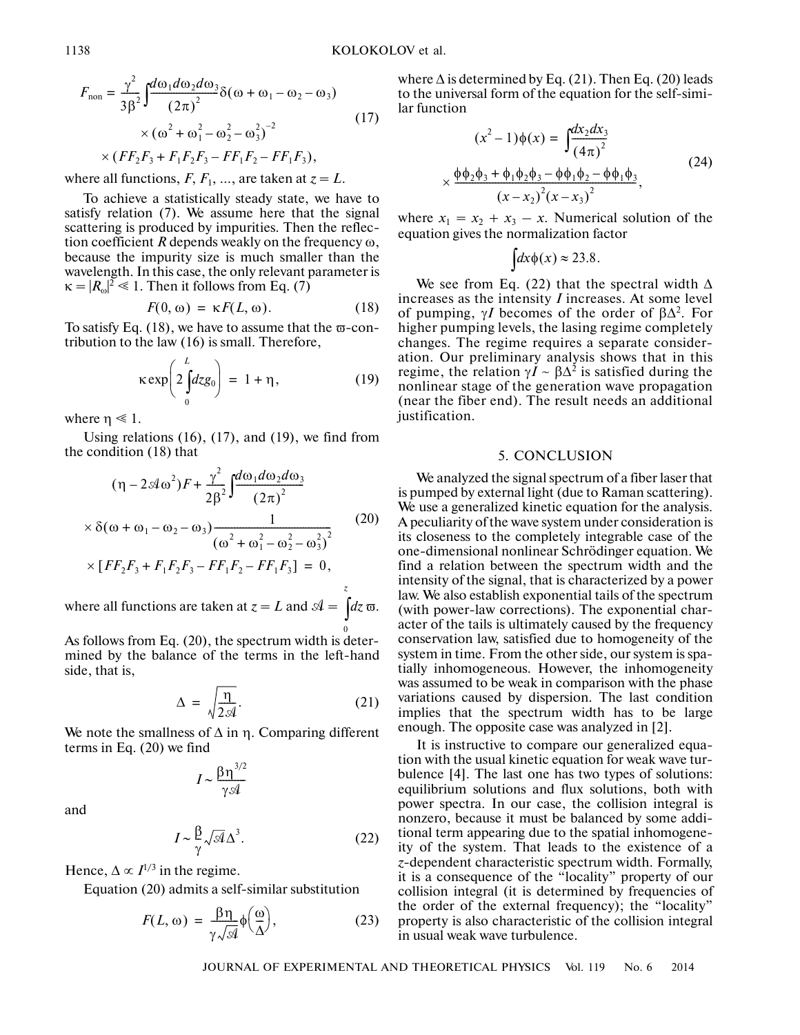$$F_{\rm non} = \frac{\gamma^2}{3\beta^2}\int\frac{d\omega_1 d\omega_2 d\omega_3}{(2\pi)^2}\delta(\omega+\omega_1-\omega_2-\omega_3)$$
$$\times(\omega^2+\omega_1^2-\omega_2^2-\omega_3^2)^{-2} \tag{17}$$
$$\times(FF_2F_3+F_1F_2F_3-FF_1F_2-FF_1F_3),$$

where all functions, $F$, $F_1$, ..., are taken at $z = L$.

To achieve a statistically steady state, we have to satisfy relation (7). We assume here that the signal scattering is produced by impurities. Then the reflection coefficient $R$ depends weakly on the frequency $\omega$, because the impurity size is much smaller than the wavelength. In this case, the only relevant parameter is $\kappa = |R_\omega|^2 \ll 1$. Then it follows from Eq. (7)

$$F(0,\omega) = \kappa F(L,\omega). \tag{18}$$

To satisfy Eq. (18), we have to assume that the $\varpi$-contribution to the law (16) is small. Therefore,

$$\kappa\exp\left(2\int_0^L dz g_0\right) = 1+\eta, \tag{19}$$

where $\eta \ll 1$.

Using relations (16), (17), and (19), we find from the condition (18) that

$$(\eta - 2\mathcal{A}\omega^2)F + \frac{\gamma^2}{2\beta^2}\int\frac{d\omega_1 d\omega_2 d\omega_3}{(2\pi)^2}$$
$$\times\delta(\omega+\omega_1-\omega_2-\omega_3)\frac{1}{(\omega^2+\omega_1^2-\omega_2^2-\omega_3^2)^2} \tag{20}$$
$$\times[FF_2F_3+F_1F_2F_3-FF_1F_2-FF_1F_3] = 0,$$

where all functions are taken at $z = L$ and $\mathcal{A} = \int_0^z dz\,\varpi$.

As follows from Eq. (20), the spectrum width is determined by the balance of the terms in the left-hand side, that is,

$$\Delta = \sqrt{\frac{\eta}{2\mathcal{A}}}. \tag{21}$$

We note the smallness of $\Delta$ in $\eta$. Comparing different terms in Eq. (20) we find

$$I \sim \frac{\beta\eta^{3/2}}{\gamma\mathcal{A}}$$

and

$$I \sim \frac{\beta}{\gamma}\sqrt{\mathcal{A}}\Delta^3. \tag{22}$$

Hence, $\Delta \propto I^{1/3}$ in the regime.

Equation (20) admits a self-similar substitution

$$F(L,\omega) = \frac{\beta\eta}{\gamma\sqrt{\mathcal{A}}}\phi\left(\frac{\omega}{\Delta}\right), \tag{23}$$

where $\Delta$ is determined by Eq. (21). Then Eq. (20) leads to the universal form of the equation for the self-similar function

$$(x^2-1)\phi(x) = \int\frac{dx_2 dx_3}{(4\pi)^2}$$
$$\times\frac{\phi\phi_2\phi_3+\phi_1\phi_2\phi_3-\phi\phi_1\phi_2-\phi\phi_1\phi_3}{(x-x_2)^2(x-x_3)^2}, \tag{24}$$

where $x_1 = x_2 + x_3 - x$. Numerical solution of the equation gives the normalization factor

$$\int dx\phi(x) \approx 23.8.$$

We see from Eq. (22) that the spectral width $\Delta$ increases as the intensity $I$ increases. At some level of pumping, $\gamma I$ becomes of the order of $\beta\Delta^2$. For higher pumping levels, the lasing regime completely changes. The regime requires a separate consideration. Our preliminary analysis shows that in this regime, the relation $\gamma I \sim \beta\Delta^2$ is satisfied during the nonlinear stage of the generation wave propagation (near the fiber end). The result needs an additional justification.

## 5. CONCLUSION

We analyzed the signal spectrum of a fiber laser that is pumped by external light (due to Raman scattering). We use a generalized kinetic equation for the analysis. A peculiarity of the wave system under consideration is its closeness to the completely integrable case of the one-dimensional nonlinear Schrödinger equation. We find a relation between the spectrum width and the intensity of the signal, that is characterized by a power law. We also establish exponential tails of the spectrum (with power-law corrections). The exponential character of the tails is ultimately caused by the frequency conservation law, satisfied due to homogeneity of the system in time. From the other side, our system is spatially inhomogeneous. However, the inhomogeneity was assumed to be weak in comparison with the phase variations caused by dispersion. The last condition implies that the spectrum width has to be large enough. The opposite case was analyzed in [2].

It is instructive to compare our generalized equation with the usual kinetic equation for weak wave turbulence [4]. The last one has two types of solutions: equilibrium solutions and flux solutions, both with power spectra. In our case, the collision integral is nonzero, because it must be balanced by some additional term appearing due to the spatial inhomogeneity of the system. That leads to the existence of a $z$-dependent characteristic spectrum width. Formally, it is a consequence of the "locality" property of our collision integral (it is determined by frequencies of the order of the external frequency); the "locality" property is also characteristic of the collision integral in usual weak wave turbulence.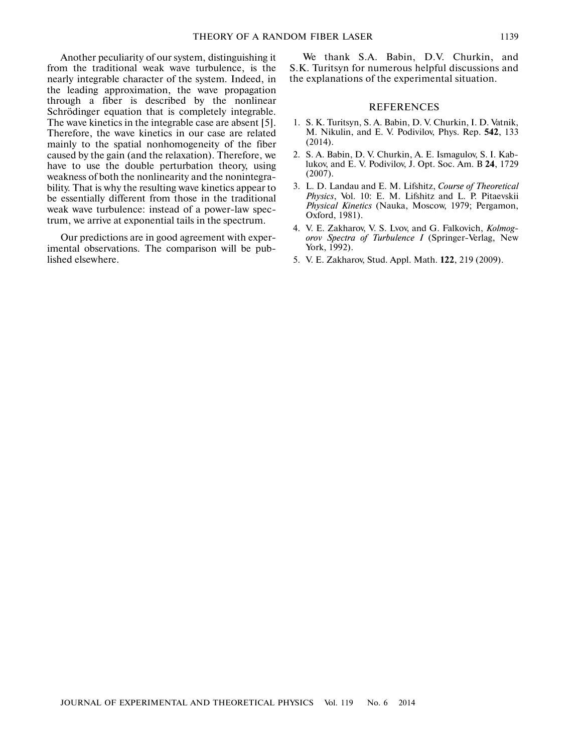Another peculiarity of our system, distinguishing it from the traditional weak wave turbulence, is the nearly integrable character of the system. Indeed, in the leading approximation, the wave propagation through a fiber is described by the nonlinear Schrödinger equation that is completely integrable. The wave kinetics in the integrable case are absent [5]. Therefore, the wave kinetics in our case are related mainly to the spatial nonhomogeneity of the fiber caused by the gain (and the relaxation). Therefore, we have to use the double perturbation theory, using weakness of both the nonlinearity and the nonintegrability. That is why the resulting wave kinetics appear to be essentially different from those in the traditional weak wave turbulence: instead of a power-law spectrum, we arrive at exponential tails in the spectrum.

Our predictions are in good agreement with experimental observations. The comparison will be published elsewhere.

We thank S.A. Babin, D.V. Churkin, and S.K. Turitsyn for numerous helpful discussions and the explanations of the experimental situation.

## REFERENCES

1. S. K. Turitsyn, S. A. Babin, D. V. Churkin, I. D. Vatnik, M. Nikulin, and E. V. Podivilov, Phys. Rep. **542**, 133 (2014).
2. S. A. Babin, D. V. Churkin, A. E. Ismagulov, S. I. Kablukov, and E. V. Podivilov, J. Opt. Soc. Am. B **24**, 1729 (2007).
3. L. D. Landau and E. M. Lifshitz, *Course of Theoretical Physics*, Vol. 10: E. M. Lifshitz and L. P. Pitaevskii *Physical Kinetics* (Nauka, Moscow, 1979; Pergamon, Oxford, 1981).
4. V. E. Zakharov, V. S. Lvov, and G. Falkovich, *Kolmogorov Spectra of Turbulence I* (Springer-Verlag, New York, 1992).
5. V. E. Zakharov, Stud. Appl. Math. **122**, 219 (2009).